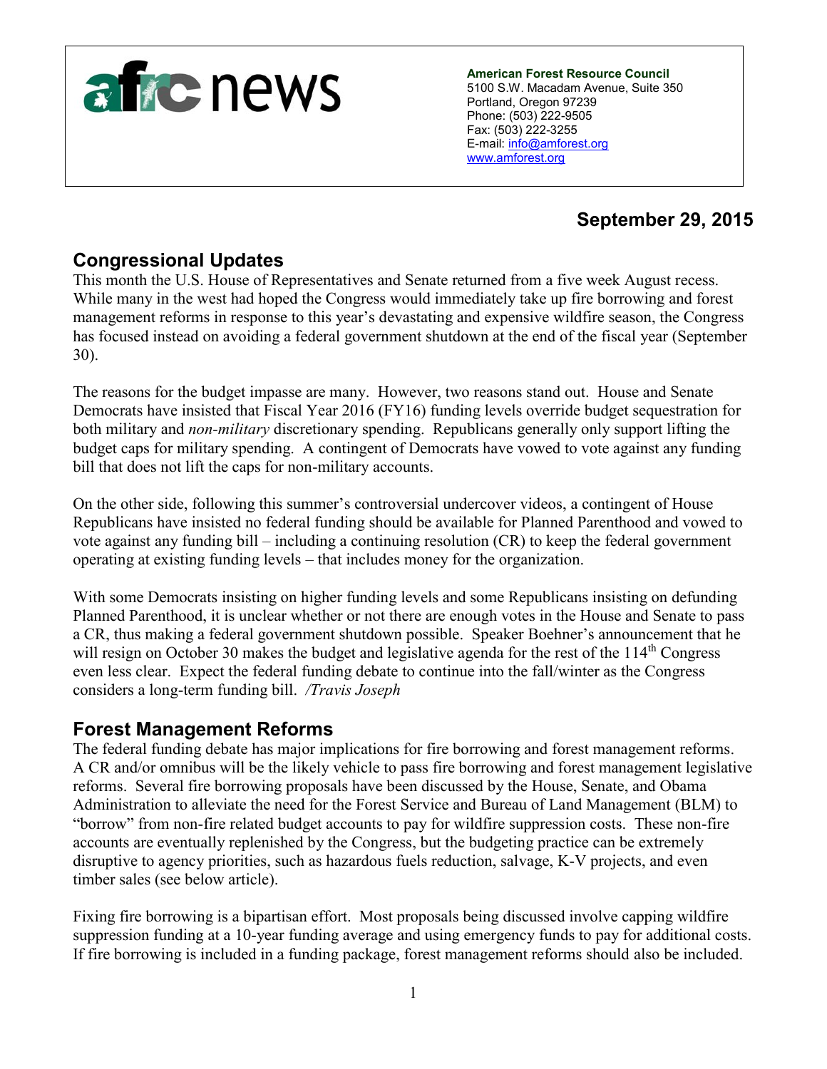afrc news

**American Forest Resource Council**
5100 S.W. Macadam Avenue, Suite 350
Portland, Oregon 97239
Phone: (503) 222-9505
Fax: (503) 222-3255
E-mail: info@amforest.org
www.amforest.org

**September 29, 2015**

## Congressional Updates

This month the U.S. House of Representatives and Senate returned from a five week August recess. While many in the west had hoped the Congress would immediately take up fire borrowing and forest management reforms in response to this year's devastating and expensive wildfire season, the Congress has focused instead on avoiding a federal government shutdown at the end of the fiscal year (September 30).

The reasons for the budget impasse are many. However, two reasons stand out. House and Senate Democrats have insisted that Fiscal Year 2016 (FY16) funding levels override budget sequestration for both military and *non-military* discretionary spending. Republicans generally only support lifting the budget caps for military spending. A contingent of Democrats have vowed to vote against any funding bill that does not lift the caps for non-military accounts.

On the other side, following this summer's controversial undercover videos, a contingent of House Republicans have insisted no federal funding should be available for Planned Parenthood and vowed to vote against any funding bill – including a continuing resolution (CR) to keep the federal government operating at existing funding levels – that includes money for the organization.

With some Democrats insisting on higher funding levels and some Republicans insisting on defunding Planned Parenthood, it is unclear whether or not there are enough votes in the House and Senate to pass a CR, thus making a federal government shutdown possible. Speaker Boehner's announcement that he will resign on October 30 makes the budget and legislative agenda for the rest of the 114th Congress even less clear. Expect the federal funding debate to continue into the fall/winter as the Congress considers a long-term funding bill. */Travis Joseph*

## Forest Management Reforms

The federal funding debate has major implications for fire borrowing and forest management reforms. A CR and/or omnibus will be the likely vehicle to pass fire borrowing and forest management legislative reforms. Several fire borrowing proposals have been discussed by the House, Senate, and Obama Administration to alleviate the need for the Forest Service and Bureau of Land Management (BLM) to "borrow" from non-fire related budget accounts to pay for wildfire suppression costs. These non-fire accounts are eventually replenished by the Congress, but the budgeting practice can be extremely disruptive to agency priorities, such as hazardous fuels reduction, salvage, K-V projects, and even timber sales (see below article).

Fixing fire borrowing is a bipartisan effort. Most proposals being discussed involve capping wildfire suppression funding at a 10-year funding average and using emergency funds to pay for additional costs. If fire borrowing is included in a funding package, forest management reforms should also be included.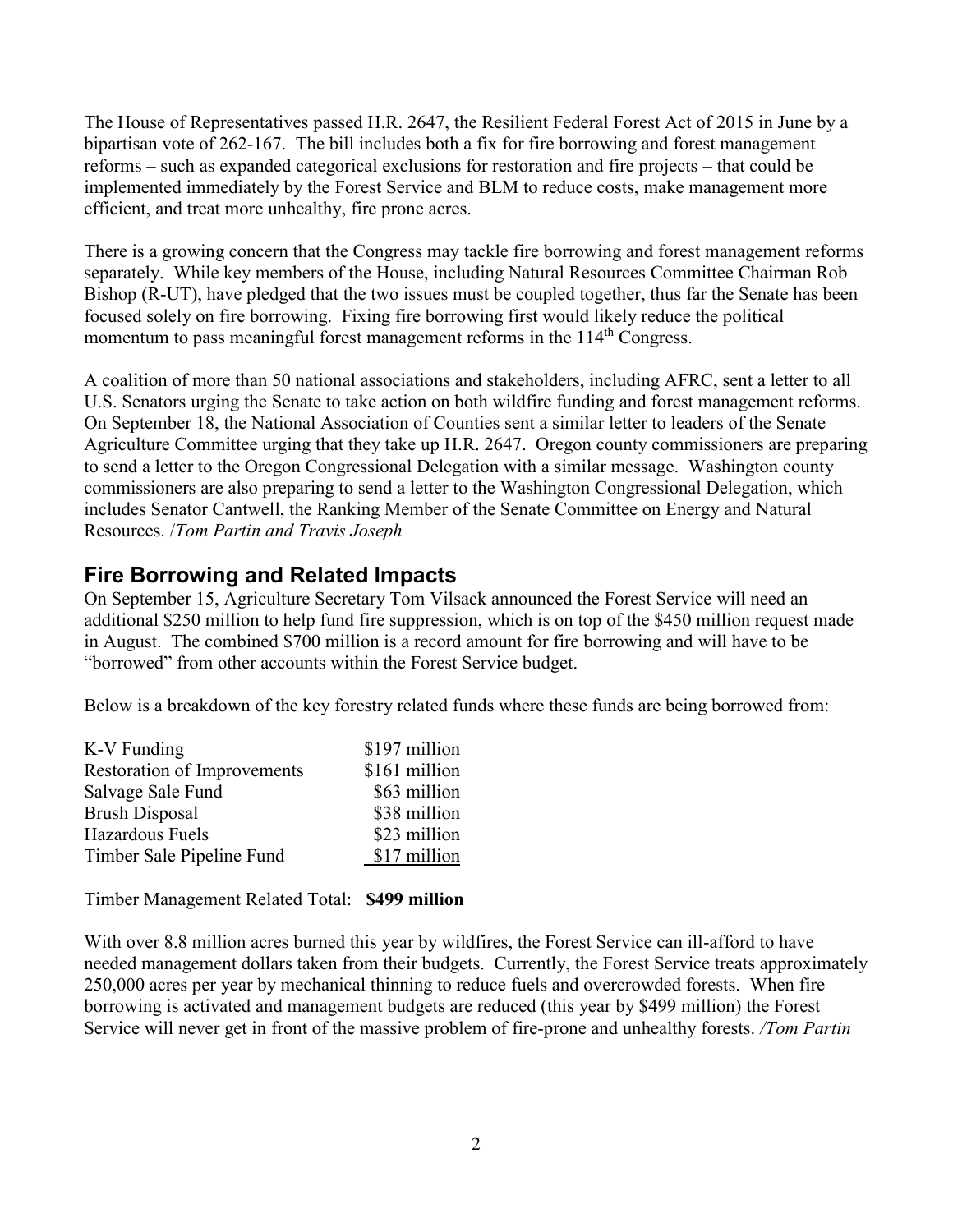The House of Representatives passed H.R. 2647, the Resilient Federal Forest Act of 2015 in June by a bipartisan vote of 262-167. The bill includes both a fix for fire borrowing and forest management reforms – such as expanded categorical exclusions for restoration and fire projects – that could be implemented immediately by the Forest Service and BLM to reduce costs, make management more efficient, and treat more unhealthy, fire prone acres.

There is a growing concern that the Congress may tackle fire borrowing and forest management reforms separately. While key members of the House, including Natural Resources Committee Chairman Rob Bishop (R-UT), have pledged that the two issues must be coupled together, thus far the Senate has been focused solely on fire borrowing. Fixing fire borrowing first would likely reduce the political momentum to pass meaningful forest management reforms in the 114th Congress.

A coalition of more than 50 national associations and stakeholders, including AFRC, sent a letter to all U.S. Senators urging the Senate to take action on both wildfire funding and forest management reforms. On September 18, the National Association of Counties sent a similar letter to leaders of the Senate Agriculture Committee urging that they take up H.R. 2647. Oregon county commissioners are preparing to send a letter to the Oregon Congressional Delegation with a similar message. Washington county commissioners are also preparing to send a letter to the Washington Congressional Delegation, which includes Senator Cantwell, the Ranking Member of the Senate Committee on Energy and Natural Resources. /*Tom Partin and Travis Joseph*

## Fire Borrowing and Related Impacts

On September 15, Agriculture Secretary Tom Vilsack announced the Forest Service will need an additional $250 million to help fund fire suppression, which is on top of the $450 million request made in August. The combined $700 million is a record amount for fire borrowing and will have to be "borrowed" from other accounts within the Forest Service budget.

Below is a breakdown of the key forestry related funds where these funds are being borrowed from:

| | |
|---|---|
| K-V Funding | $197 million |
| Restoration of Improvements | $161 million |
| Salvage Sale Fund | $63 million |
| Brush Disposal | $38 million |
| Hazardous Fuels | $23 million |
| Timber Sale Pipeline Fund | $17 million |

Timber Management Related Total: **$499 million**

With over 8.8 million acres burned this year by wildfires, the Forest Service can ill-afford to have needed management dollars taken from their budgets. Currently, the Forest Service treats approximately 250,000 acres per year by mechanical thinning to reduce fuels and overcrowded forests. When fire borrowing is activated and management budgets are reduced (this year by $499 million) the Forest Service will never get in front of the massive problem of fire-prone and unhealthy forests. */Tom Partin*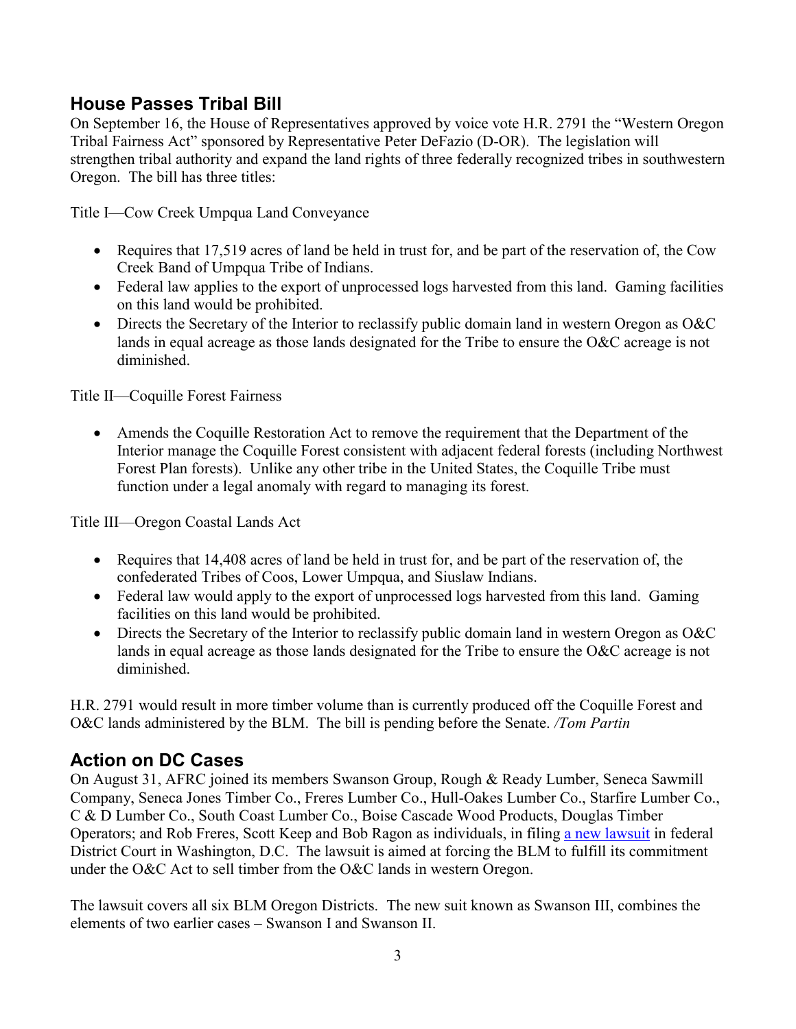## House Passes Tribal Bill

On September 16, the House of Representatives approved by voice vote H.R. 2791 the "Western Oregon Tribal Fairness Act" sponsored by Representative Peter DeFazio (D-OR). The legislation will strengthen tribal authority and expand the land rights of three federally recognized tribes in southwestern Oregon. The bill has three titles:

Title I—Cow Creek Umpqua Land Conveyance

- Requires that 17,519 acres of land be held in trust for, and be part of the reservation of, the Cow Creek Band of Umpqua Tribe of Indians.
- Federal law applies to the export of unprocessed logs harvested from this land. Gaming facilities on this land would be prohibited.
- Directs the Secretary of the Interior to reclassify public domain land in western Oregon as O&C lands in equal acreage as those lands designated for the Tribe to ensure the O&C acreage is not diminished.

Title II—Coquille Forest Fairness

- Amends the Coquille Restoration Act to remove the requirement that the Department of the Interior manage the Coquille Forest consistent with adjacent federal forests (including Northwest Forest Plan forests). Unlike any other tribe in the United States, the Coquille Tribe must function under a legal anomaly with regard to managing its forest.

Title III—Oregon Coastal Lands Act

- Requires that 14,408 acres of land be held in trust for, and be part of the reservation of, the confederated Tribes of Coos, Lower Umpqua, and Siuslaw Indians.
- Federal law would apply to the export of unprocessed logs harvested from this land. Gaming facilities on this land would be prohibited.
- Directs the Secretary of the Interior to reclassify public domain land in western Oregon as O&C lands in equal acreage as those lands designated for the Tribe to ensure the O&C acreage is not diminished.

H.R. 2791 would result in more timber volume than is currently produced off the Coquille Forest and O&C lands administered by the BLM. The bill is pending before the Senate. */Tom Partin*

## Action on DC Cases

On August 31, AFRC joined its members Swanson Group, Rough & Ready Lumber, Seneca Sawmill Company, Seneca Jones Timber Co., Freres Lumber Co., Hull-Oakes Lumber Co., Starfire Lumber Co., C & D Lumber Co., South Coast Lumber Co., Boise Cascade Wood Products, Douglas Timber Operators; and Rob Freres, Scott Keep and Bob Ragon as individuals, in filing a new lawsuit in federal District Court in Washington, D.C. The lawsuit is aimed at forcing the BLM to fulfill its commitment under the O&C Act to sell timber from the O&C lands in western Oregon.

The lawsuit covers all six BLM Oregon Districts. The new suit known as Swanson III, combines the elements of two earlier cases – Swanson I and Swanson II.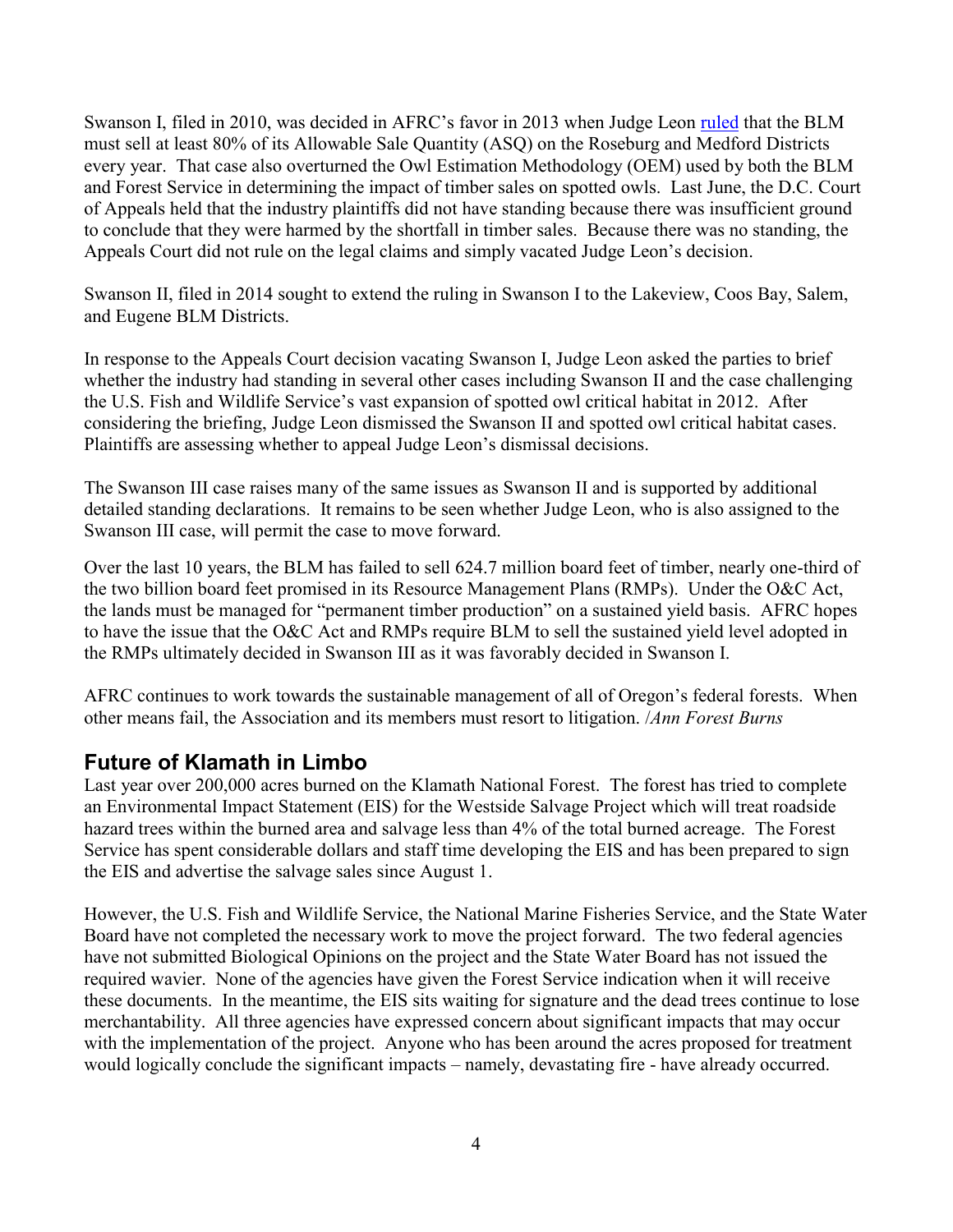Swanson I, filed in 2010, was decided in AFRC's favor in 2013 when Judge Leon ruled that the BLM must sell at least 80% of its Allowable Sale Quantity (ASQ) on the Roseburg and Medford Districts every year. That case also overturned the Owl Estimation Methodology (OEM) used by both the BLM and Forest Service in determining the impact of timber sales on spotted owls. Last June, the D.C. Court of Appeals held that the industry plaintiffs did not have standing because there was insufficient ground to conclude that they were harmed by the shortfall in timber sales. Because there was no standing, the Appeals Court did not rule on the legal claims and simply vacated Judge Leon's decision.

Swanson II, filed in 2014 sought to extend the ruling in Swanson I to the Lakeview, Coos Bay, Salem, and Eugene BLM Districts.

In response to the Appeals Court decision vacating Swanson I, Judge Leon asked the parties to brief whether the industry had standing in several other cases including Swanson II and the case challenging the U.S. Fish and Wildlife Service's vast expansion of spotted owl critical habitat in 2012. After considering the briefing, Judge Leon dismissed the Swanson II and spotted owl critical habitat cases. Plaintiffs are assessing whether to appeal Judge Leon's dismissal decisions.

The Swanson III case raises many of the same issues as Swanson II and is supported by additional detailed standing declarations. It remains to be seen whether Judge Leon, who is also assigned to the Swanson III case, will permit the case to move forward.

Over the last 10 years, the BLM has failed to sell 624.7 million board feet of timber, nearly one-third of the two billion board feet promised in its Resource Management Plans (RMPs). Under the O&C Act, the lands must be managed for "permanent timber production" on a sustained yield basis. AFRC hopes to have the issue that the O&C Act and RMPs require BLM to sell the sustained yield level adopted in the RMPs ultimately decided in Swanson III as it was favorably decided in Swanson I.

AFRC continues to work towards the sustainable management of all of Oregon's federal forests. When other means fail, the Association and its members must resort to litigation. /*Ann Forest Burns*

## Future of Klamath in Limbo

Last year over 200,000 acres burned on the Klamath National Forest. The forest has tried to complete an Environmental Impact Statement (EIS) for the Westside Salvage Project which will treat roadside hazard trees within the burned area and salvage less than 4% of the total burned acreage. The Forest Service has spent considerable dollars and staff time developing the EIS and has been prepared to sign the EIS and advertise the salvage sales since August 1.

However, the U.S. Fish and Wildlife Service, the National Marine Fisheries Service, and the State Water Board have not completed the necessary work to move the project forward. The two federal agencies have not submitted Biological Opinions on the project and the State Water Board has not issued the required wavier. None of the agencies have given the Forest Service indication when it will receive these documents. In the meantime, the EIS sits waiting for signature and the dead trees continue to lose merchantability. All three agencies have expressed concern about significant impacts that may occur with the implementation of the project. Anyone who has been around the acres proposed for treatment would logically conclude the significant impacts – namely, devastating fire - have already occurred.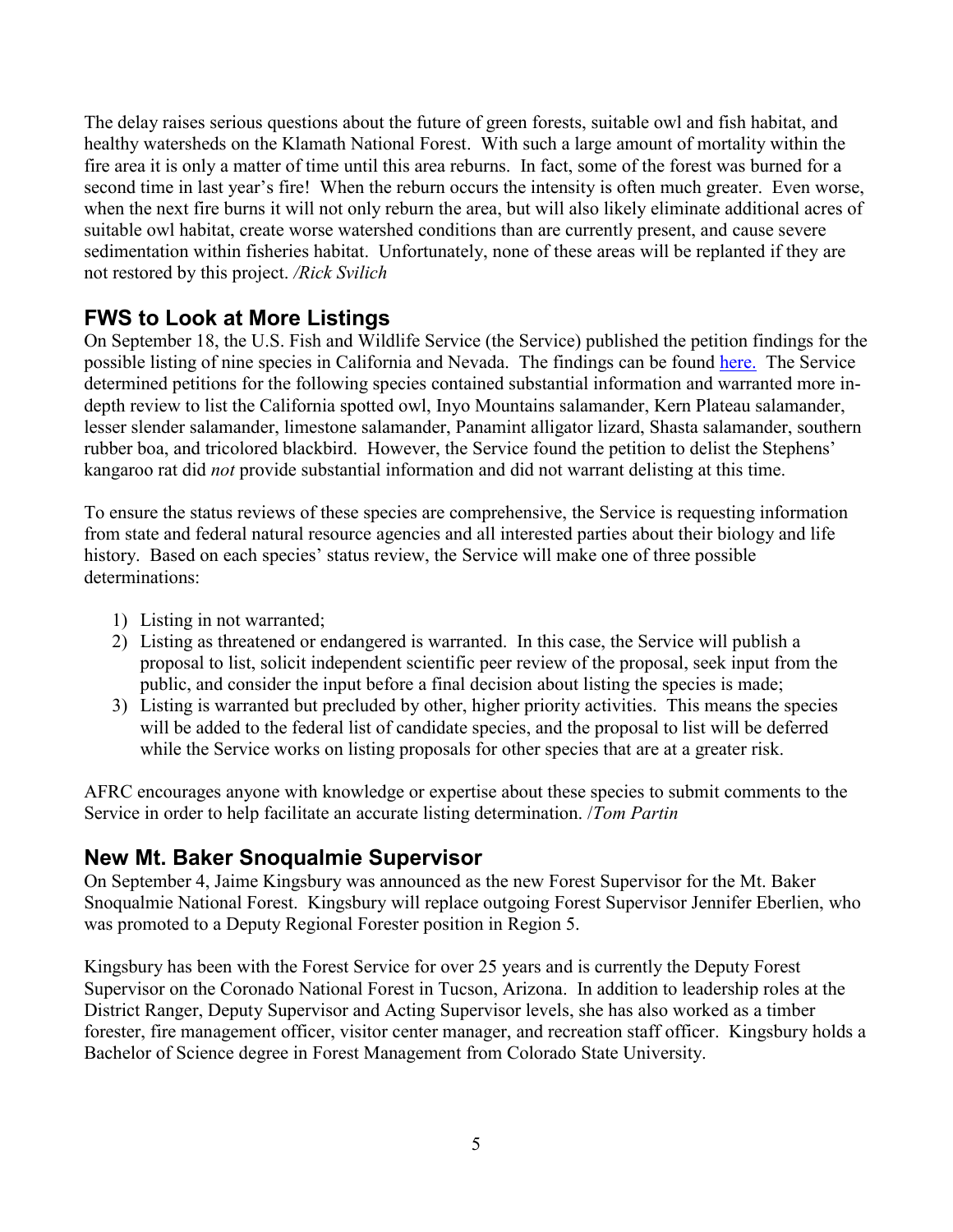The delay raises serious questions about the future of green forests, suitable owl and fish habitat, and healthy watersheds on the Klamath National Forest. With such a large amount of mortality within the fire area it is only a matter of time until this area reburns. In fact, some of the forest was burned for a second time in last year's fire! When the reburn occurs the intensity is often much greater. Even worse, when the next fire burns it will not only reburn the area, but will also likely eliminate additional acres of suitable owl habitat, create worse watershed conditions than are currently present, and cause severe sedimentation within fisheries habitat. Unfortunately, none of these areas will be replanted if they are not restored by this project. */Rick Svilich*

## FWS to Look at More Listings

On September 18, the U.S. Fish and Wildlife Service (the Service) published the petition findings for the possible listing of nine species in California and Nevada. The findings can be found here. The Service determined petitions for the following species contained substantial information and warranted more in-depth review to list the California spotted owl, Inyo Mountains salamander, Kern Plateau salamander, lesser slender salamander, limestone salamander, Panamint alligator lizard, Shasta salamander, southern rubber boa, and tricolored blackbird. However, the Service found the petition to delist the Stephens' kangaroo rat did *not* provide substantial information and did not warrant delisting at this time.

To ensure the status reviews of these species are comprehensive, the Service is requesting information from state and federal natural resource agencies and all interested parties about their biology and life history. Based on each species' status review, the Service will make one of three possible determinations:

1) Listing in not warranted;
2) Listing as threatened or endangered is warranted. In this case, the Service will publish a proposal to list, solicit independent scientific peer review of the proposal, seek input from the public, and consider the input before a final decision about listing the species is made;
3) Listing is warranted but precluded by other, higher priority activities. This means the species will be added to the federal list of candidate species, and the proposal to list will be deferred while the Service works on listing proposals for other species that are at a greater risk.

AFRC encourages anyone with knowledge or expertise about these species to submit comments to the Service in order to help facilitate an accurate listing determination. /*Tom Partin*

## New Mt. Baker Snoqualmie Supervisor

On September 4, Jaime Kingsbury was announced as the new Forest Supervisor for the Mt. Baker Snoqualmie National Forest. Kingsbury will replace outgoing Forest Supervisor Jennifer Eberlien, who was promoted to a Deputy Regional Forester position in Region 5.

Kingsbury has been with the Forest Service for over 25 years and is currently the Deputy Forest Supervisor on the Coronado National Forest in Tucson, Arizona. In addition to leadership roles at the District Ranger, Deputy Supervisor and Acting Supervisor levels, she has also worked as a timber forester, fire management officer, visitor center manager, and recreation staff officer. Kingsbury holds a Bachelor of Science degree in Forest Management from Colorado State University.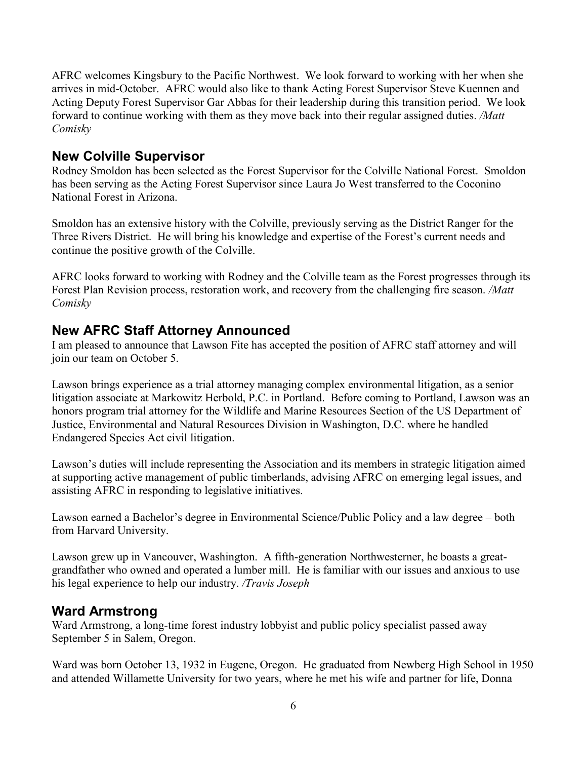AFRC welcomes Kingsbury to the Pacific Northwest. We look forward to working with her when she arrives in mid-October. AFRC would also like to thank Acting Forest Supervisor Steve Kuennen and Acting Deputy Forest Supervisor Gar Abbas for their leadership during this transition period. We look forward to continue working with them as they move back into their regular assigned duties. */Matt Comisky*

## New Colville Supervisor

Rodney Smoldon has been selected as the Forest Supervisor for the Colville National Forest. Smoldon has been serving as the Acting Forest Supervisor since Laura Jo West transferred to the Coconino National Forest in Arizona.

Smoldon has an extensive history with the Colville, previously serving as the District Ranger for the Three Rivers District. He will bring his knowledge and expertise of the Forest's current needs and continue the positive growth of the Colville.

AFRC looks forward to working with Rodney and the Colville team as the Forest progresses through its Forest Plan Revision process, restoration work, and recovery from the challenging fire season. */Matt Comisky*

## New AFRC Staff Attorney Announced

I am pleased to announce that Lawson Fite has accepted the position of AFRC staff attorney and will join our team on October 5.

Lawson brings experience as a trial attorney managing complex environmental litigation, as a senior litigation associate at Markowitz Herbold, P.C. in Portland. Before coming to Portland, Lawson was an honors program trial attorney for the Wildlife and Marine Resources Section of the US Department of Justice, Environmental and Natural Resources Division in Washington, D.C. where he handled Endangered Species Act civil litigation.

Lawson's duties will include representing the Association and its members in strategic litigation aimed at supporting active management of public timberlands, advising AFRC on emerging legal issues, and assisting AFRC in responding to legislative initiatives.

Lawson earned a Bachelor's degree in Environmental Science/Public Policy and a law degree – both from Harvard University.

Lawson grew up in Vancouver, Washington. A fifth-generation Northwesterner, he boasts a great-grandfather who owned and operated a lumber mill. He is familiar with our issues and anxious to use his legal experience to help our industry. */Travis Joseph*

## Ward Armstrong

Ward Armstrong, a long-time forest industry lobbyist and public policy specialist passed away September 5 in Salem, Oregon.

Ward was born October 13, 1932 in Eugene, Oregon. He graduated from Newberg High School in 1950 and attended Willamette University for two years, where he met his wife and partner for life, Donna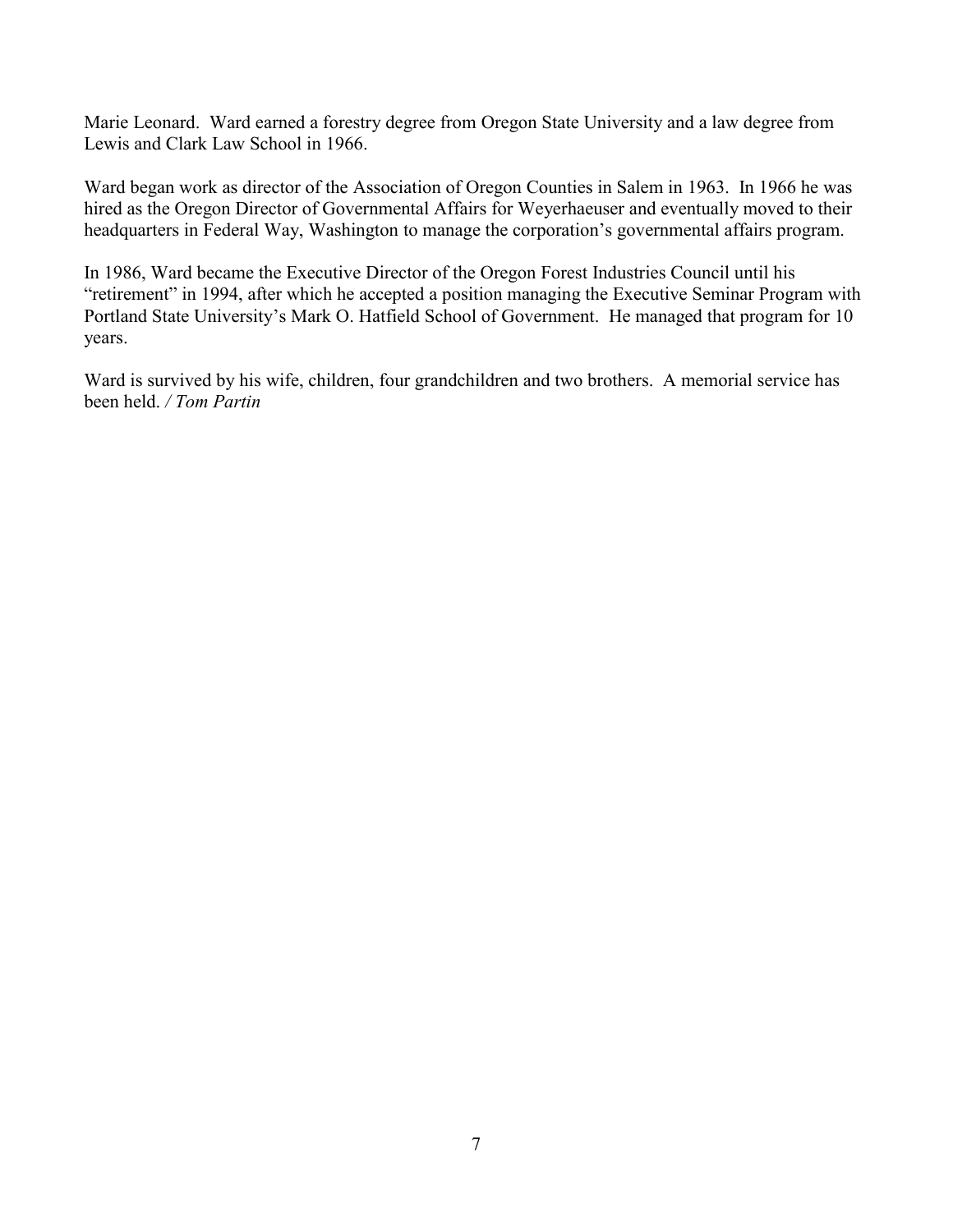Marie Leonard. Ward earned a forestry degree from Oregon State University and a law degree from Lewis and Clark Law School in 1966.

Ward began work as director of the Association of Oregon Counties in Salem in 1963. In 1966 he was hired as the Oregon Director of Governmental Affairs for Weyerhaeuser and eventually moved to their headquarters in Federal Way, Washington to manage the corporation's governmental affairs program.

In 1986, Ward became the Executive Director of the Oregon Forest Industries Council until his "retirement" in 1994, after which he accepted a position managing the Executive Seminar Program with Portland State University's Mark O. Hatfield School of Government. He managed that program for 10 years.

Ward is survived by his wife, children, four grandchildren and two brothers. A memorial service has been held. */ Tom Partin*